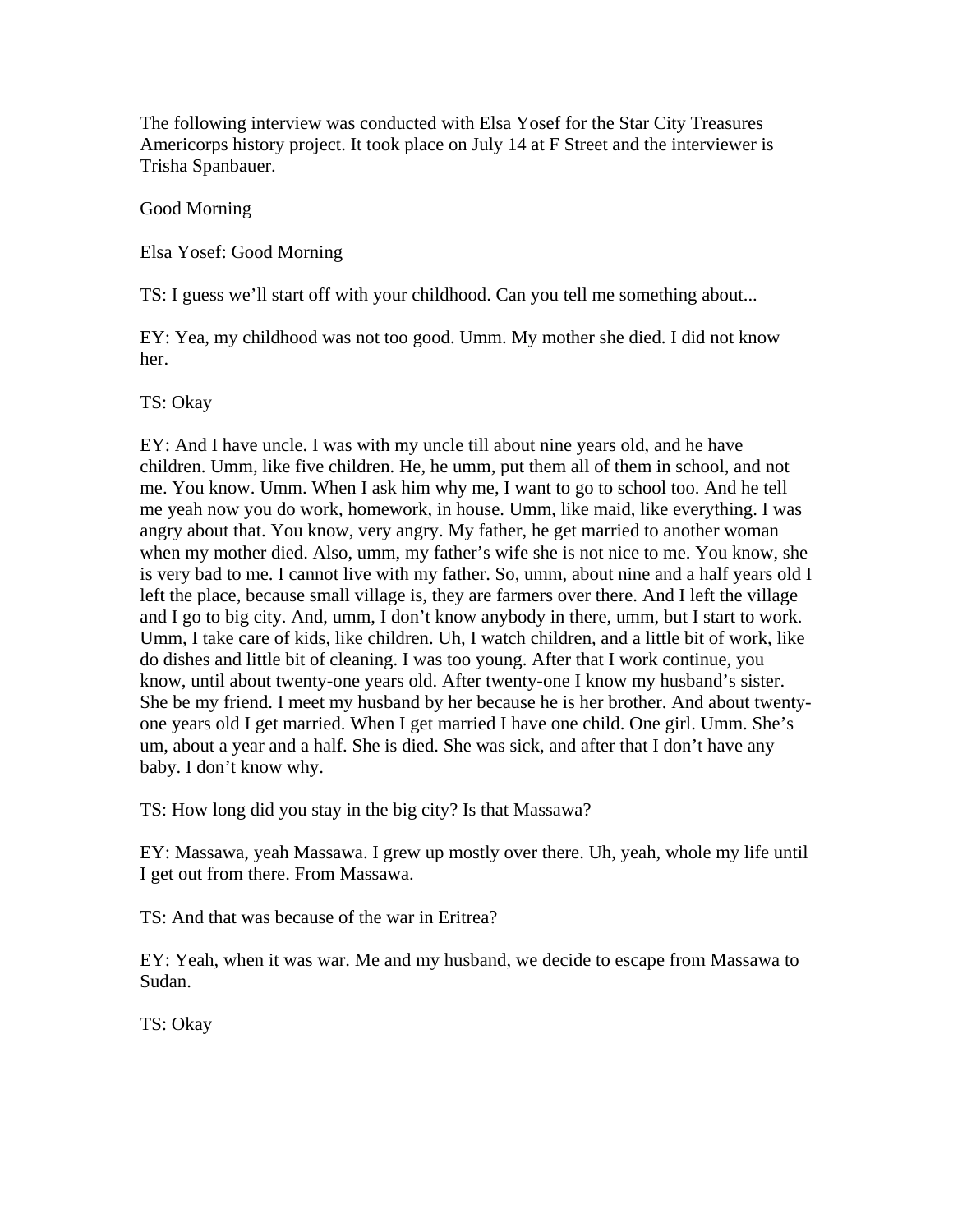The following interview was conducted with Elsa Yosef for the Star City Treasures Americorps history project. It took place on July 14 at F Street and the interviewer is Trisha Spanbauer.

Good Morning

Elsa Yosef: Good Morning

TS: I guess we'll start off with your childhood. Can you tell me something about...

EY: Yea, my childhood was not too good. Umm. My mother she died. I did not know her.

TS: Okay

EY: And I have uncle. I was with my uncle till about nine years old, and he have children. Umm, like five children. He, he umm, put them all of them in school, and not me. You know. Umm. When I ask him why me, I want to go to school too. And he tell me yeah now you do work, homework, in house. Umm, like maid, like everything. I was angry about that. You know, very angry. My father, he get married to another woman when my mother died. Also, umm, my father's wife she is not nice to me. You know, she is very bad to me. I cannot live with my father. So, umm, about nine and a half years old I left the place, because small village is, they are farmers over there. And I left the village and I go to big city. And, umm, I don't know anybody in there, umm, but I start to work. Umm, I take care of kids, like children. Uh, I watch children, and a little bit of work, like do dishes and little bit of cleaning. I was too young. After that I work continue, you know, until about twenty-one years old. After twenty-one I know my husband's sister. She be my friend. I meet my husband by her because he is her brother. And about twenty-one years old I get married. When I get married I have one child. One girl. Umm. She's um, about a year and a half. She is died. She was sick, and after that I don't have any baby. I don't know why.

TS: How long did you stay in the big city? Is that Massawa?

EY: Massawa, yeah Massawa. I grew up mostly over there. Uh, yeah, whole my life until I get out from there. From Massawa.

TS: And that was because of the war in Eritrea?

EY: Yeah, when it was war. Me and my husband, we decide to escape from Massawa to Sudan.

TS: Okay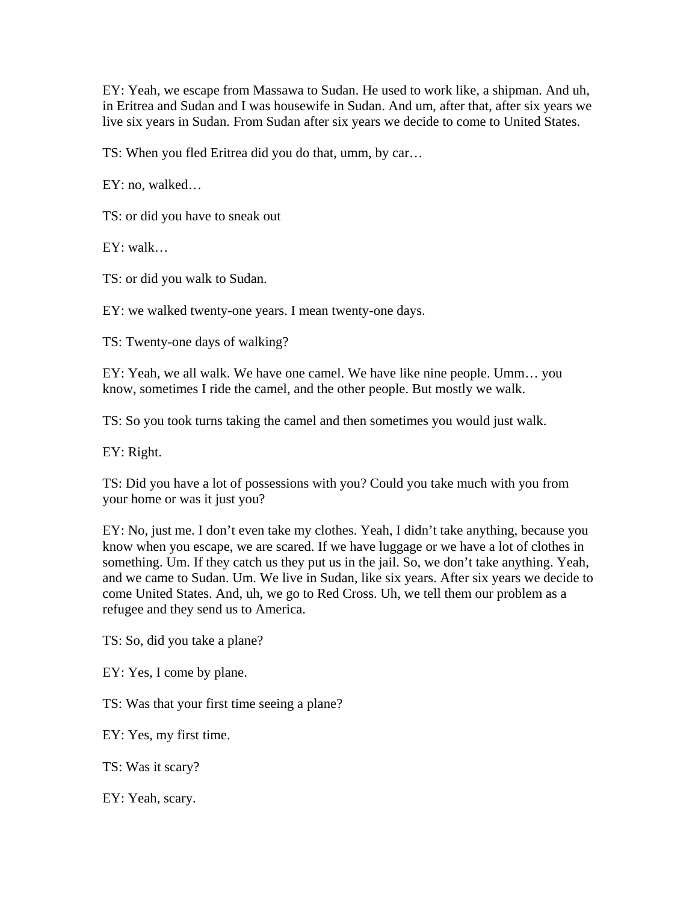EY: Yeah, we escape from Massawa to Sudan. He used to work like, a shipman. And uh, in Eritrea and Sudan and I was housewife in Sudan. And um, after that, after six years we live six years in Sudan. From Sudan after six years we decide to come to United States.

TS: When you fled Eritrea did you do that, umm, by car…

EY: no, walked…

TS: or did you have to sneak out

EY: walk…

TS: or did you walk to Sudan.

EY: we walked twenty-one years. I mean twenty-one days.

TS: Twenty-one days of walking?

EY: Yeah, we all walk. We have one camel. We have like nine people. Umm… you know, sometimes I ride the camel, and the other people. But mostly we walk.

TS: So you took turns taking the camel and then sometimes you would just walk.

EY: Right.

TS: Did you have a lot of possessions with you? Could you take much with you from your home or was it just you?

EY: No, just me. I don't even take my clothes. Yeah, I didn't take anything, because you know when you escape, we are scared. If we have luggage or we have a lot of clothes in something. Um. If they catch us they put us in the jail. So, we don't take anything. Yeah, and we came to Sudan. Um. We live in Sudan, like six years. After six years we decide to come United States. And, uh, we go to Red Cross. Uh, we tell them our problem as a refugee and they send us to America.

TS: So, did you take a plane?

EY: Yes, I come by plane.

TS: Was that your first time seeing a plane?

EY: Yes, my first time.

TS: Was it scary?

EY: Yeah, scary.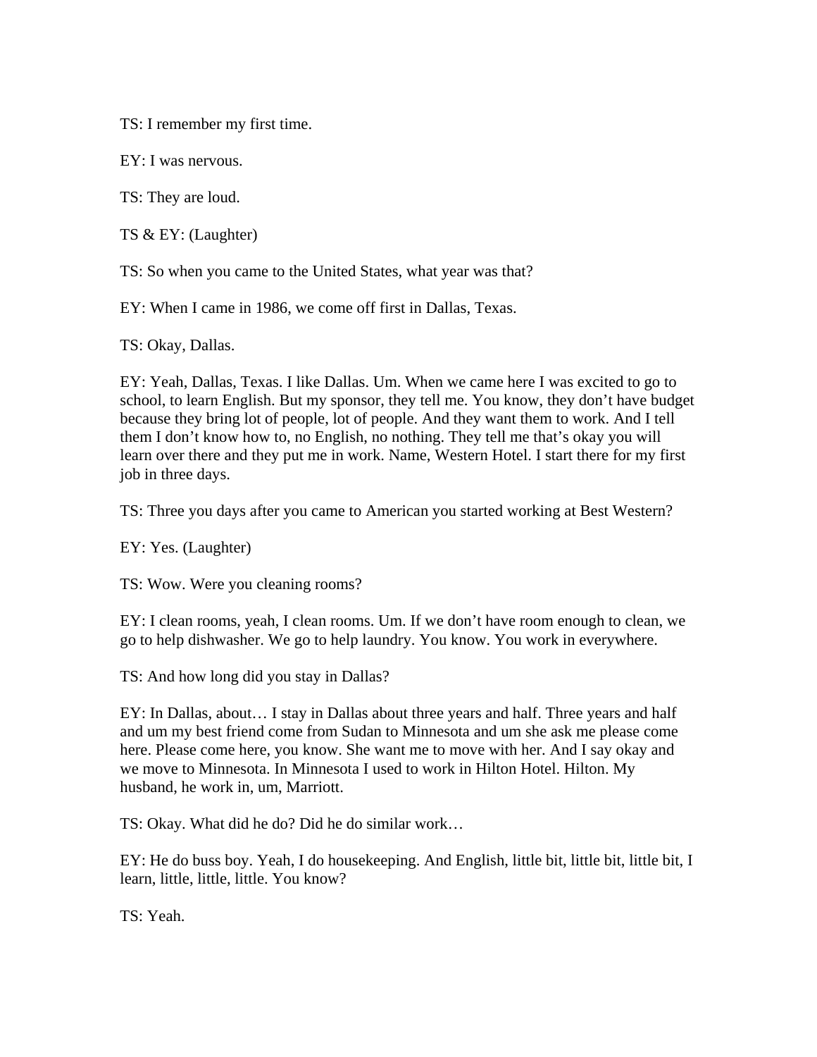TS: I remember my first time.

EY: I was nervous.

TS: They are loud.

TS & EY: (Laughter)

TS: So when you came to the United States, what year was that?

EY: When I came in 1986, we come off first in Dallas, Texas.

TS: Okay, Dallas.

EY: Yeah, Dallas, Texas. I like Dallas. Um. When we came here I was excited to go to school, to learn English. But my sponsor, they tell me. You know, they don't have budget because they bring lot of people, lot of people. And they want them to work. And I tell them I don't know how to, no English, no nothing. They tell me that's okay you will learn over there and they put me in work. Name, Western Hotel. I start there for my first job in three days.

TS: Three you days after you came to American you started working at Best Western?

EY: Yes. (Laughter)

TS: Wow. Were you cleaning rooms?

EY: I clean rooms, yeah, I clean rooms. Um. If we don't have room enough to clean, we go to help dishwasher. We go to help laundry. You know. You work in everywhere.

TS: And how long did you stay in Dallas?

EY: In Dallas, about… I stay in Dallas about three years and half. Three years and half and um my best friend come from Sudan to Minnesota and um she ask me please come here. Please come here, you know. She want me to move with her. And I say okay and we move to Minnesota. In Minnesota I used to work in Hilton Hotel. Hilton. My husband, he work in, um, Marriott.

TS: Okay. What did he do? Did he do similar work…

EY: He do buss boy. Yeah, I do housekeeping. And English, little bit, little bit, little bit, I learn, little, little, little. You know?

TS: Yeah.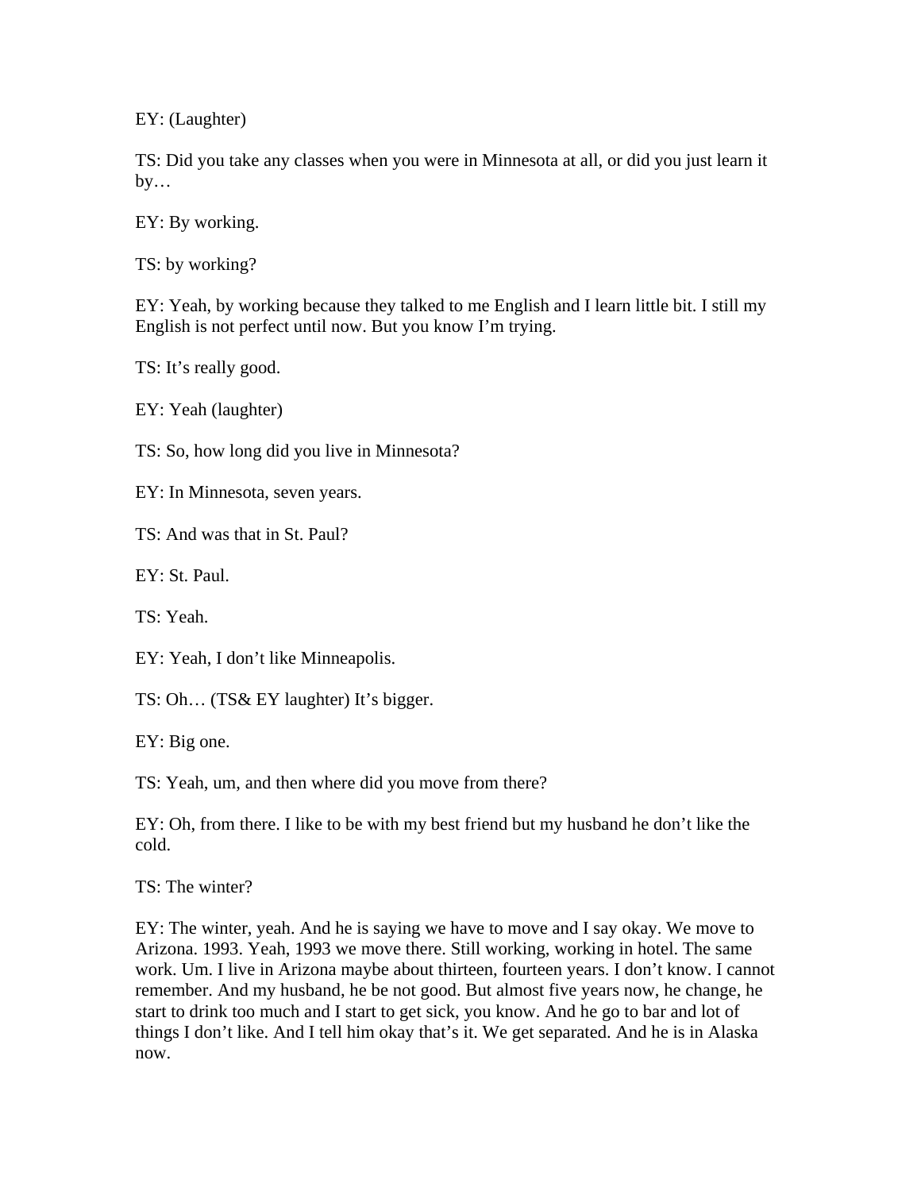EY: (Laughter)

TS: Did you take any classes when you were in Minnesota at all, or did you just learn it by…

EY: By working.

TS: by working?

EY: Yeah, by working because they talked to me English and I learn little bit. I still my English is not perfect until now. But you know I'm trying.

TS: It's really good.

EY: Yeah (laughter)

TS: So, how long did you live in Minnesota?

EY: In Minnesota, seven years.

TS: And was that in St. Paul?

EY: St. Paul.

TS: Yeah.

EY: Yeah, I don't like Minneapolis.

TS: Oh… (TS& EY laughter) It's bigger.

EY: Big one.

TS: Yeah, um, and then where did you move from there?

EY: Oh, from there. I like to be with my best friend but my husband he don't like the cold.

TS: The winter?

EY: The winter, yeah. And he is saying we have to move and I say okay. We move to Arizona. 1993. Yeah, 1993 we move there. Still working, working in hotel. The same work. Um. I live in Arizona maybe about thirteen, fourteen years. I don't know. I cannot remember. And my husband, he be not good. But almost five years now, he change, he start to drink too much and I start to get sick, you know. And he go to bar and lot of things I don't like. And I tell him okay that's it. We get separated. And he is in Alaska now.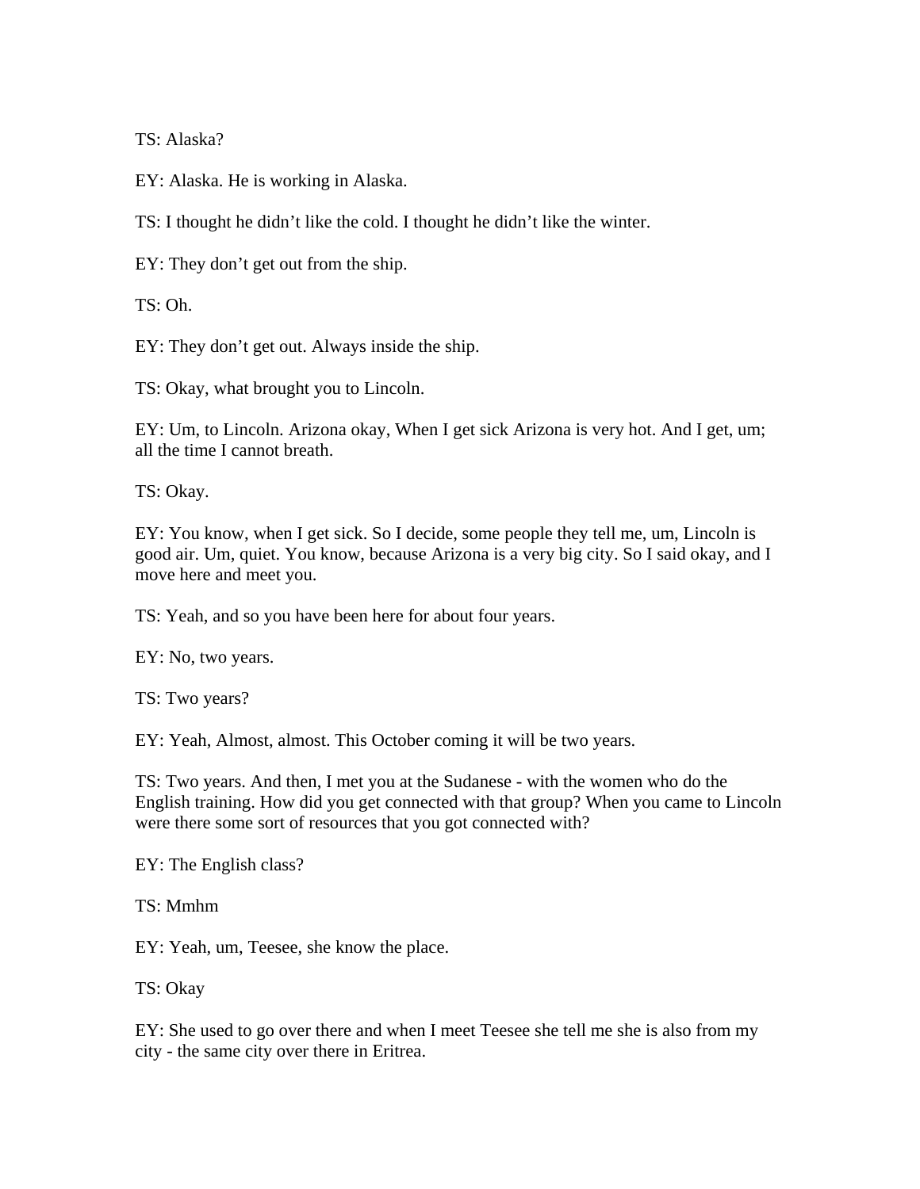TS: Alaska?

EY: Alaska. He is working in Alaska.

TS: I thought he didn't like the cold. I thought he didn't like the winter.

EY: They don't get out from the ship.

TS: Oh.

EY: They don't get out. Always inside the ship.

TS: Okay, what brought you to Lincoln.

EY: Um, to Lincoln. Arizona okay, When I get sick Arizona is very hot. And I get, um; all the time I cannot breath.

TS: Okay.

EY: You know, when I get sick. So I decide, some people they tell me, um, Lincoln is good air. Um, quiet. You know, because Arizona is a very big city. So I said okay, and I move here and meet you.

TS: Yeah, and so you have been here for about four years.

EY: No, two years.

TS: Two years?

EY: Yeah, Almost, almost. This October coming it will be two years.

TS: Two years. And then, I met you at the Sudanese - with the women who do the English training. How did you get connected with that group? When you came to Lincoln were there some sort of resources that you got connected with?

EY: The English class?

TS: Mmhm

EY: Yeah, um, Teesee, she know the place.

TS: Okay

EY: She used to go over there and when I meet Teesee she tell me she is also from my city - the same city over there in Eritrea.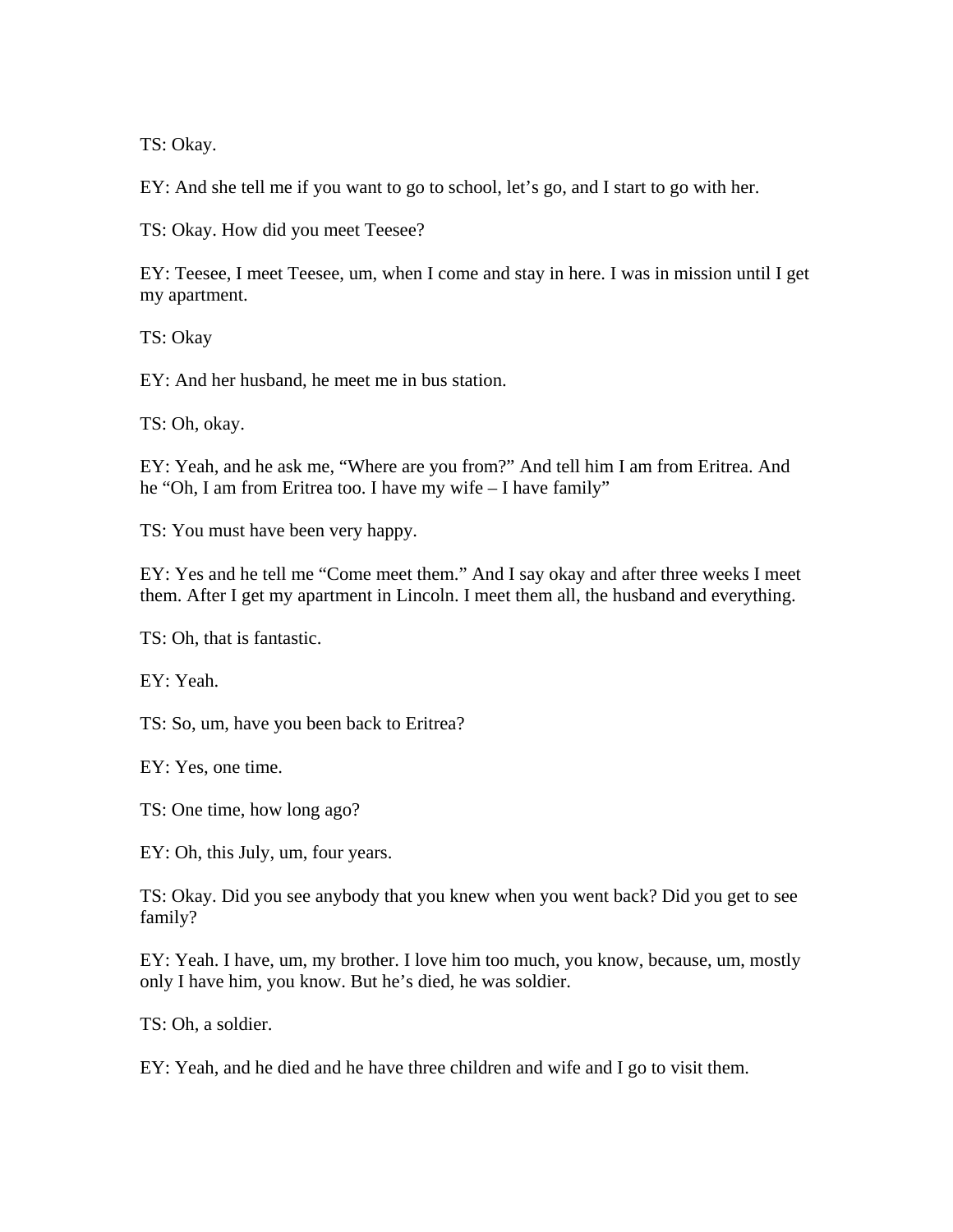TS: Okay.

EY: And she tell me if you want to go to school, let's go, and I start to go with her.

TS: Okay. How did you meet Teesee?

EY: Teesee, I meet Teesee, um, when I come and stay in here. I was in mission until I get my apartment.

TS: Okay

EY: And her husband, he meet me in bus station.

TS: Oh, okay.

EY: Yeah, and he ask me, "Where are you from?" And tell him I am from Eritrea. And he "Oh, I am from Eritrea too. I have my wife – I have family"

TS: You must have been very happy.

EY: Yes and he tell me "Come meet them." And I say okay and after three weeks I meet them. After I get my apartment in Lincoln. I meet them all, the husband and everything.

TS: Oh, that is fantastic.

EY: Yeah.

TS: So, um, have you been back to Eritrea?

EY: Yes, one time.

TS: One time, how long ago?

EY: Oh, this July, um, four years.

TS: Okay. Did you see anybody that you knew when you went back? Did you get to see family?

EY: Yeah. I have, um, my brother. I love him too much, you know, because, um, mostly only I have him, you know. But he's died, he was soldier.

TS: Oh, a soldier.

EY: Yeah, and he died and he have three children and wife and I go to visit them.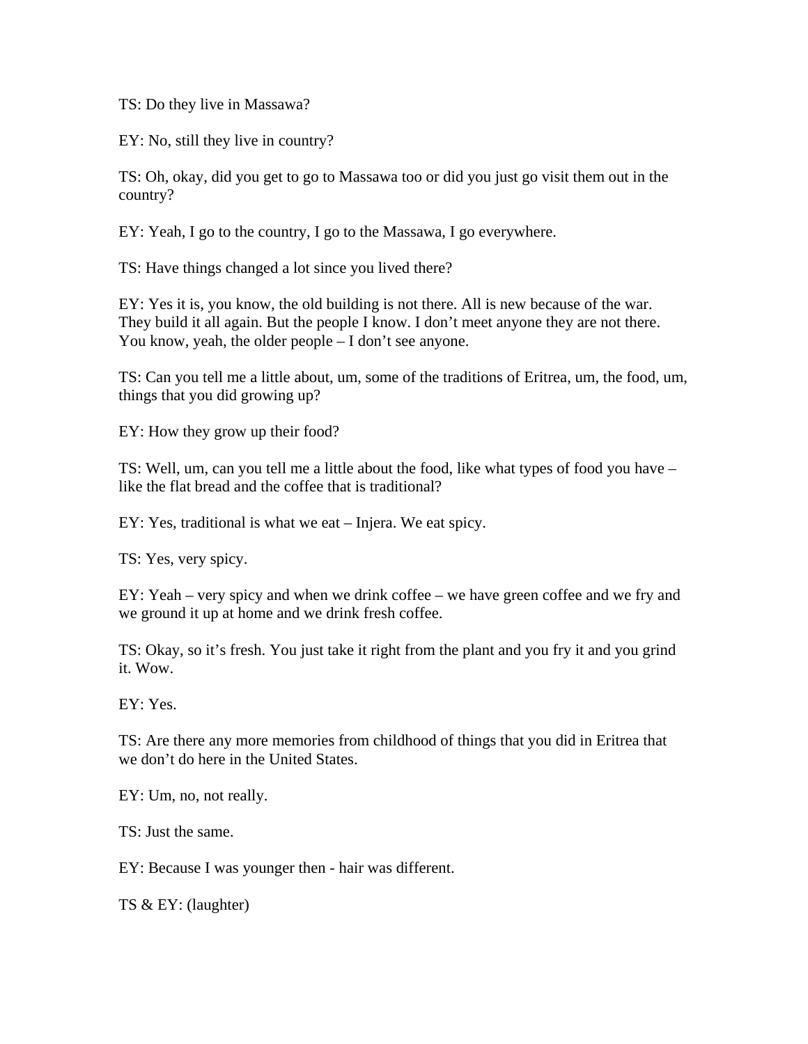TS: Do they live in Massawa?

EY: No, still they live in country?

TS: Oh, okay, did you get to go to Massawa too or did you just go visit them out in the country?

EY: Yeah, I go to the country, I go to the Massawa, I go everywhere.

TS: Have things changed a lot since you lived there?

EY: Yes it is, you know, the old building is not there. All is new because of the war. They build it all again. But the people I know. I don't meet anyone they are not there. You know, yeah, the older people – I don't see anyone.

TS: Can you tell me a little about, um, some of the traditions of Eritrea, um, the food, um, things that you did growing up?

EY: How they grow up their food?

TS: Well, um, can you tell me a little about the food, like what types of food you have – like the flat bread and the coffee that is traditional?

EY: Yes, traditional is what we eat – Injera. We eat spicy.

TS: Yes, very spicy.

EY: Yeah – very spicy and when we drink coffee – we have green coffee and we fry and we ground it up at home and we drink fresh coffee.

TS: Okay, so it's fresh. You just take it right from the plant and you fry it and you grind it. Wow.

EY: Yes.

TS: Are there any more memories from childhood of things that you did in Eritrea that we don't do here in the United States.

EY: Um, no, not really.

TS: Just the same.

EY: Because I was younger then - hair was different.

TS & EY: (laughter)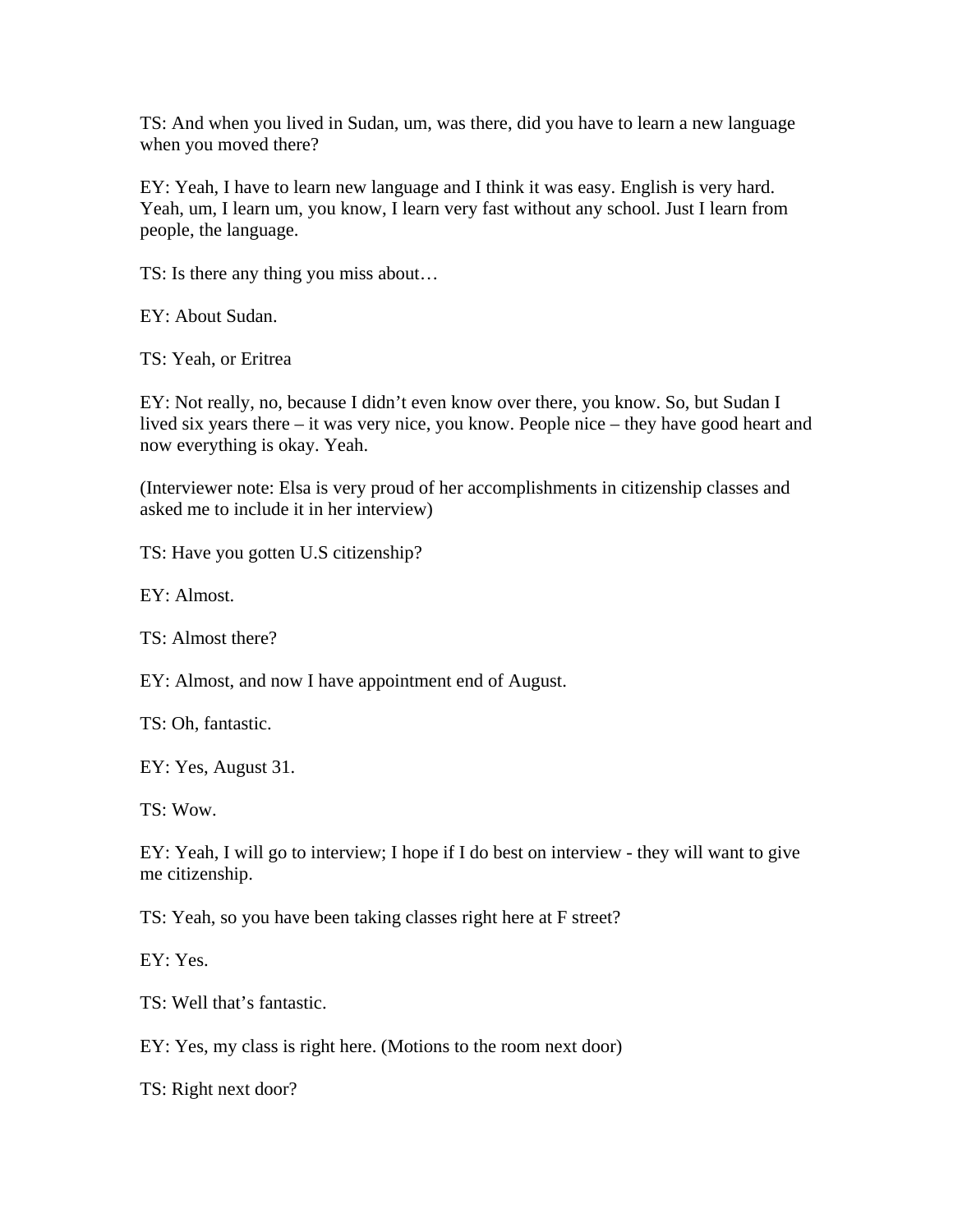TS: And when you lived in Sudan, um, was there, did you have to learn a new language when you moved there?

EY: Yeah, I have to learn new language and I think it was easy. English is very hard. Yeah, um, I learn um, you know, I learn very fast without any school. Just I learn from people, the language.

TS: Is there any thing you miss about…

EY: About Sudan.

TS: Yeah, or Eritrea

EY: Not really, no, because I didn't even know over there, you know. So, but Sudan I lived six years there – it was very nice, you know. People nice – they have good heart and now everything is okay. Yeah.

(Interviewer note: Elsa is very proud of her accomplishments in citizenship classes and asked me to include it in her interview)

TS: Have you gotten U.S citizenship?

EY: Almost.

TS: Almost there?

EY: Almost, and now I have appointment end of August.

TS: Oh, fantastic.

EY: Yes, August 31.

TS: Wow.

EY: Yeah, I will go to interview; I hope if I do best on interview - they will want to give me citizenship.

TS: Yeah, so you have been taking classes right here at F street?

EY: Yes.

TS: Well that's fantastic.

EY: Yes, my class is right here. (Motions to the room next door)

TS: Right next door?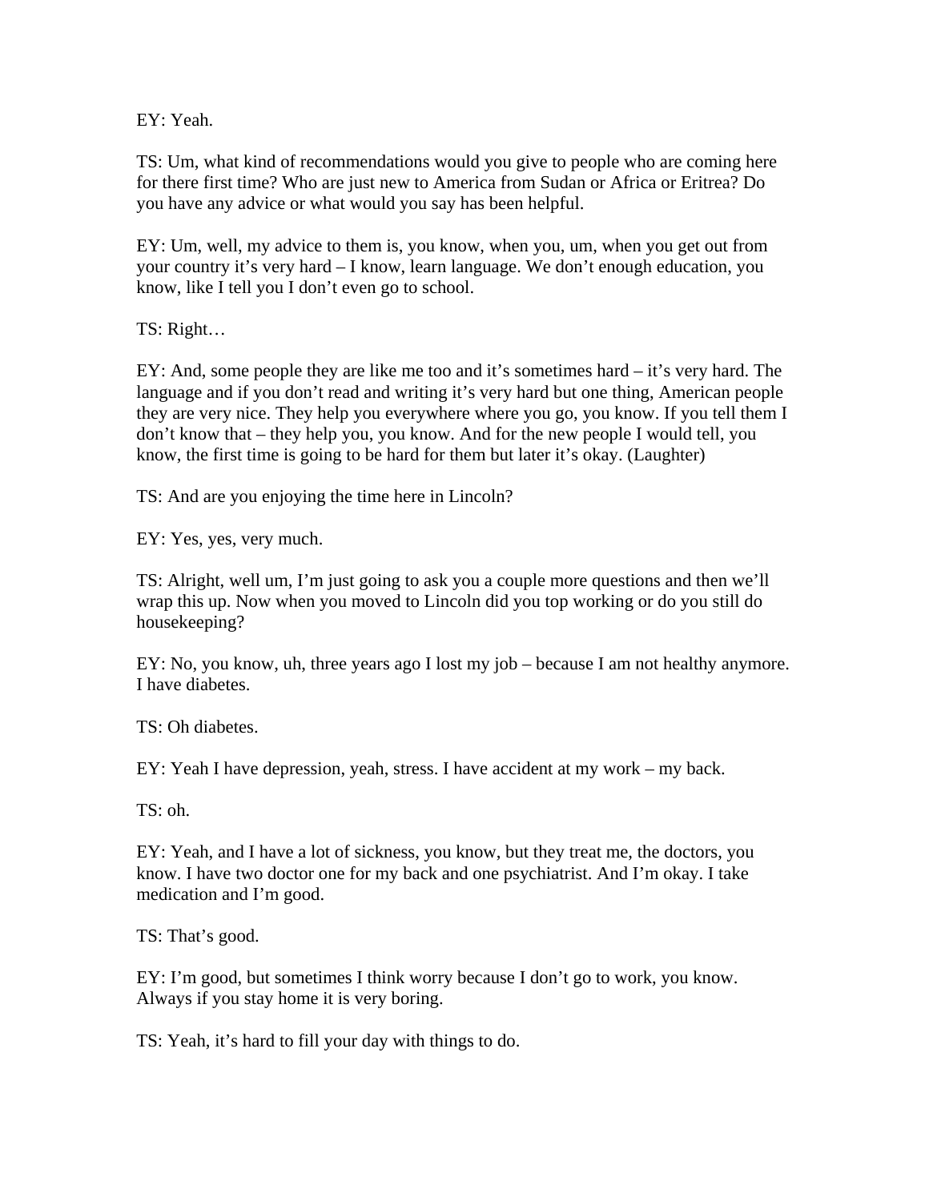EY: Yeah.

TS: Um, what kind of recommendations would you give to people who are coming here for there first time? Who are just new to America from Sudan or Africa or Eritrea? Do you have any advice or what would you say has been helpful.

EY: Um, well, my advice to them is, you know, when you, um, when you get out from your country it's very hard – I know, learn language. We don't enough education, you know, like I tell you I don't even go to school.

TS: Right…

EY: And, some people they are like me too and it's sometimes hard – it's very hard. The language and if you don't read and writing it's very hard but one thing, American people they are very nice. They help you everywhere where you go, you know. If you tell them I don't know that – they help you, you know. And for the new people I would tell, you know, the first time is going to be hard for them but later it's okay. (Laughter)

TS: And are you enjoying the time here in Lincoln?

EY: Yes, yes, very much.

TS: Alright, well um, I'm just going to ask you a couple more questions and then we'll wrap this up. Now when you moved to Lincoln did you top working or do you still do housekeeping?

EY: No, you know, uh, three years ago I lost my job – because I am not healthy anymore. I have diabetes.

TS: Oh diabetes.

EY: Yeah I have depression, yeah, stress. I have accident at my work – my back.

TS: oh.

EY: Yeah, and I have a lot of sickness, you know, but they treat me, the doctors, you know. I have two doctor one for my back and one psychiatrist. And I'm okay. I take medication and I'm good.

TS: That's good.

EY: I'm good, but sometimes I think worry because I don't go to work, you know. Always if you stay home it is very boring.

TS: Yeah, it's hard to fill your day with things to do.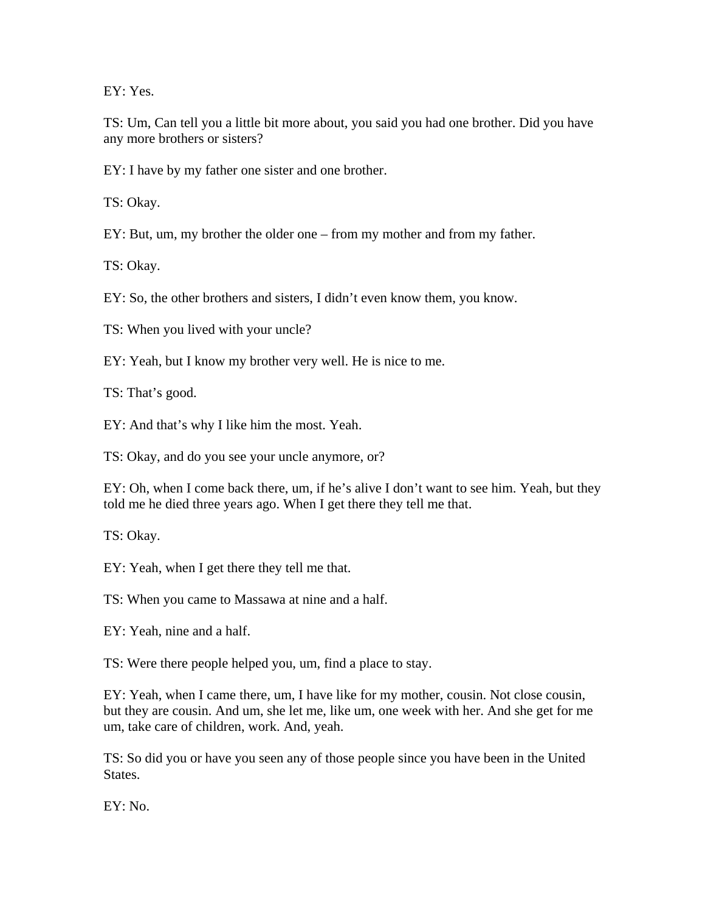EY: Yes.

TS: Um, Can tell you a little bit more about, you said you had one brother. Did you have any more brothers or sisters?

EY: I have by my father one sister and one brother.

TS: Okay.

EY: But, um, my brother the older one – from my mother and from my father.

TS: Okay.

EY: So, the other brothers and sisters, I didn't even know them, you know.

TS: When you lived with your uncle?

EY: Yeah, but I know my brother very well. He is nice to me.

TS: That's good.

EY: And that's why I like him the most. Yeah.

TS: Okay, and do you see your uncle anymore, or?

EY: Oh, when I come back there, um, if he's alive I don't want to see him. Yeah, but they told me he died three years ago. When I get there they tell me that.

TS: Okay.

EY: Yeah, when I get there they tell me that.

TS: When you came to Massawa at nine and a half.

EY: Yeah, nine and a half.

TS: Were there people helped you, um, find a place to stay.

EY: Yeah, when I came there, um, I have like for my mother, cousin. Not close cousin, but they are cousin. And um, she let me, like um, one week with her. And she get for me um, take care of children, work. And, yeah.

TS: So did you or have you seen any of those people since you have been in the United States.

EY: No.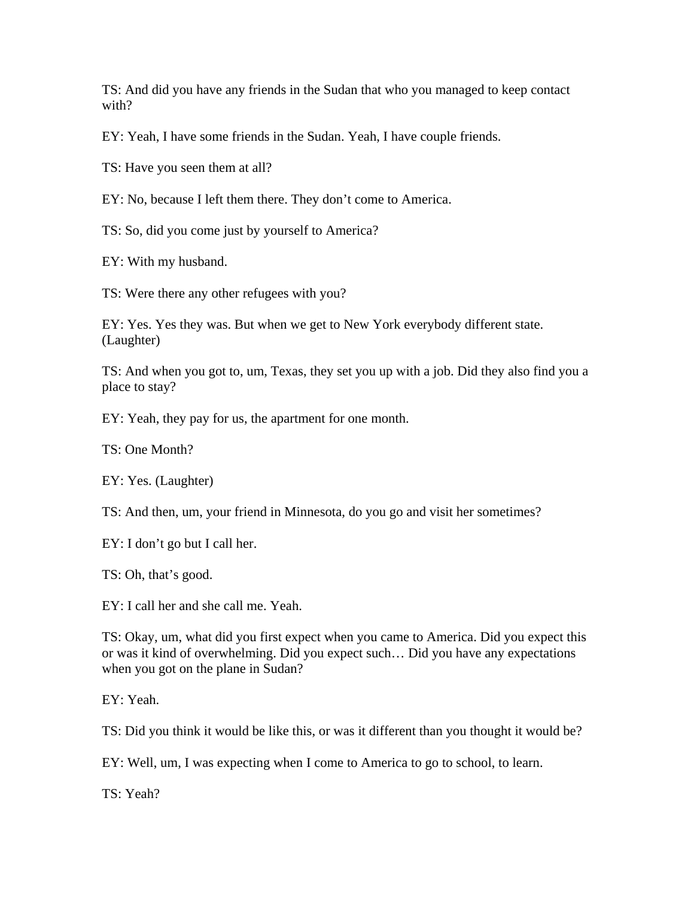TS: And did you have any friends in the Sudan that who you managed to keep contact with?

EY: Yeah, I have some friends in the Sudan. Yeah, I have couple friends.

TS: Have you seen them at all?

EY: No, because I left them there. They don't come to America.

TS: So, did you come just by yourself to America?

EY: With my husband.

TS: Were there any other refugees with you?

EY: Yes. Yes they was. But when we get to New York everybody different state. (Laughter)

TS: And when you got to, um, Texas, they set you up with a job. Did they also find you a place to stay?

EY: Yeah, they pay for us, the apartment for one month.

TS: One Month?

EY: Yes. (Laughter)

TS: And then, um, your friend in Minnesota, do you go and visit her sometimes?

EY: I don't go but I call her.

TS: Oh, that's good.

EY: I call her and she call me. Yeah.

TS: Okay, um, what did you first expect when you came to America. Did you expect this or was it kind of overwhelming. Did you expect such… Did you have any expectations when you got on the plane in Sudan?

EY: Yeah.

TS: Did you think it would be like this, or was it different than you thought it would be?

EY: Well, um, I was expecting when I come to America to go to school, to learn.

TS: Yeah?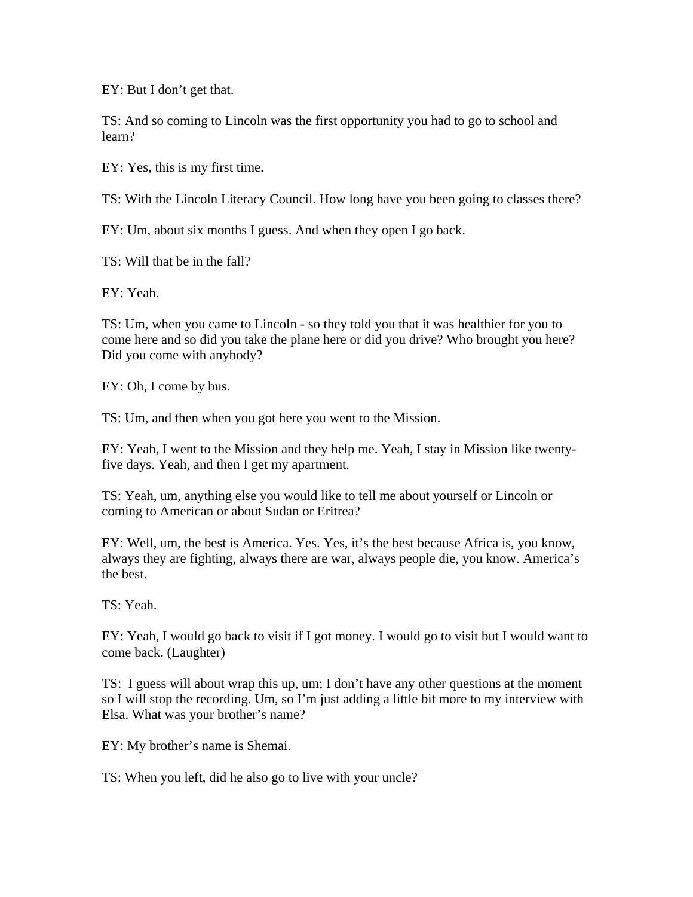EY: But I don't get that.

TS: And so coming to Lincoln was the first opportunity you had to go to school and learn?

EY: Yes, this is my first time.

TS: With the Lincoln Literacy Council. How long have you been going to classes there?

EY: Um, about six months I guess. And when they open I go back.

TS: Will that be in the fall?

EY: Yeah.

TS: Um, when you came to Lincoln - so they told you that it was healthier for you to come here and so did you take the plane here or did you drive? Who brought you here? Did you come with anybody?

EY: Oh, I come by bus.

TS: Um, and then when you got here you went to the Mission.

EY: Yeah, I went to the Mission and they help me. Yeah, I stay in Mission like twenty-five days. Yeah, and then I get my apartment.

TS: Yeah, um, anything else you would like to tell me about yourself or Lincoln or coming to American or about Sudan or Eritrea?

EY: Well, um, the best is America. Yes. Yes, it's the best because Africa is, you know, always they are fighting, always there are war, always people die, you know. America's the best.

TS: Yeah.

EY: Yeah, I would go back to visit if I got money. I would go to visit but I would want to come back. (Laughter)

TS: I guess will about wrap this up, um; I don't have any other questions at the moment so I will stop the recording. Um, so I'm just adding a little bit more to my interview with Elsa. What was your brother's name?

EY: My brother's name is Shemai.

TS: When you left, did he also go to live with your uncle?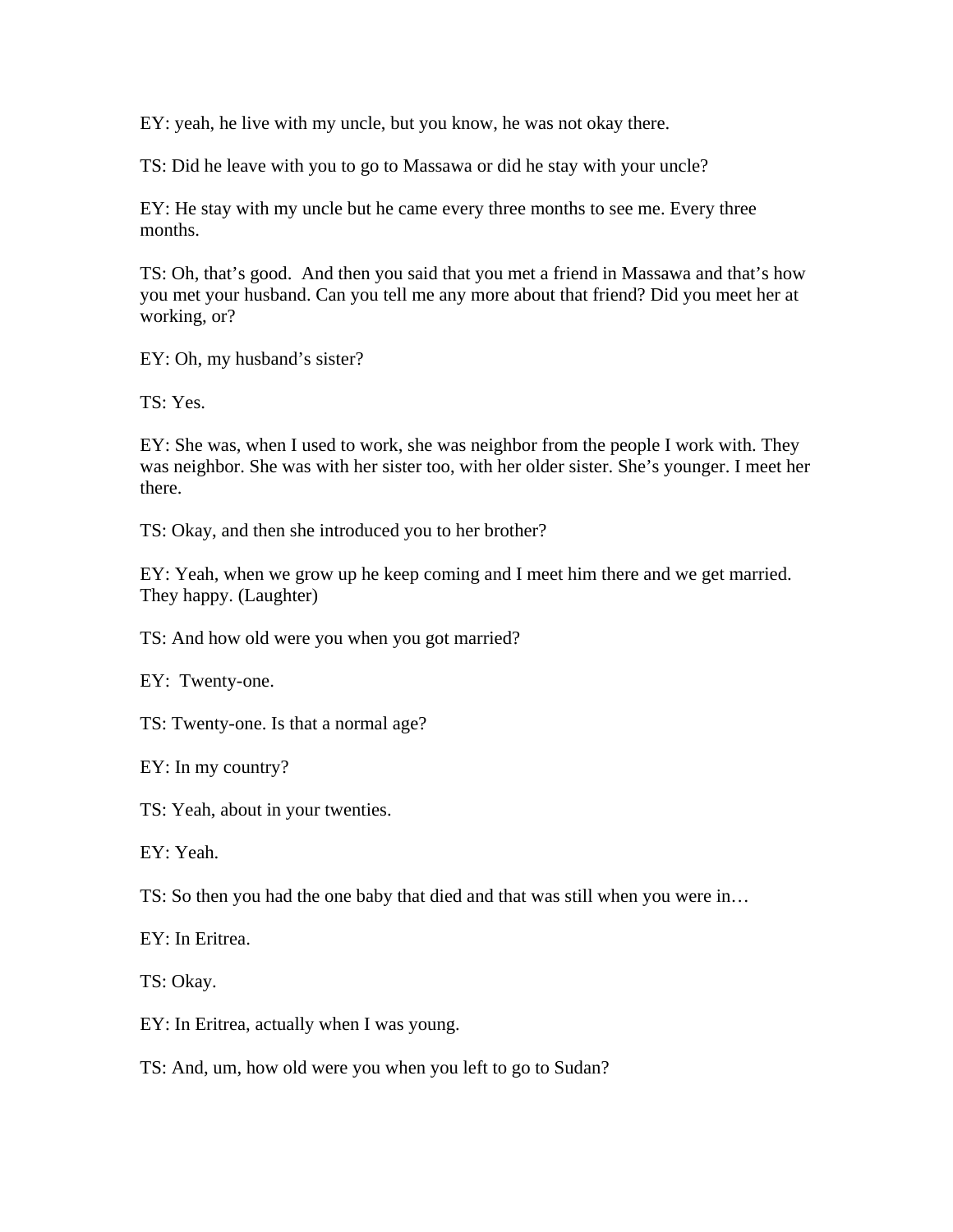EY: yeah, he live with my uncle, but you know, he was not okay there.

TS: Did he leave with you to go to Massawa or did he stay with your uncle?

EY: He stay with my uncle but he came every three months to see me. Every three months.

TS: Oh, that's good. And then you said that you met a friend in Massawa and that's how you met your husband. Can you tell me any more about that friend? Did you meet her at working, or?

EY: Oh, my husband's sister?

TS: Yes.

EY: She was, when I used to work, she was neighbor from the people I work with. They was neighbor. She was with her sister too, with her older sister. She's younger. I meet her there.

TS: Okay, and then she introduced you to her brother?

EY: Yeah, when we grow up he keep coming and I meet him there and we get married. They happy. (Laughter)

TS: And how old were you when you got married?

EY: Twenty-one.

TS: Twenty-one. Is that a normal age?

EY: In my country?

TS: Yeah, about in your twenties.

EY: Yeah.

TS: So then you had the one baby that died and that was still when you were in…

EY: In Eritrea.

TS: Okay.

EY: In Eritrea, actually when I was young.

TS: And, um, how old were you when you left to go to Sudan?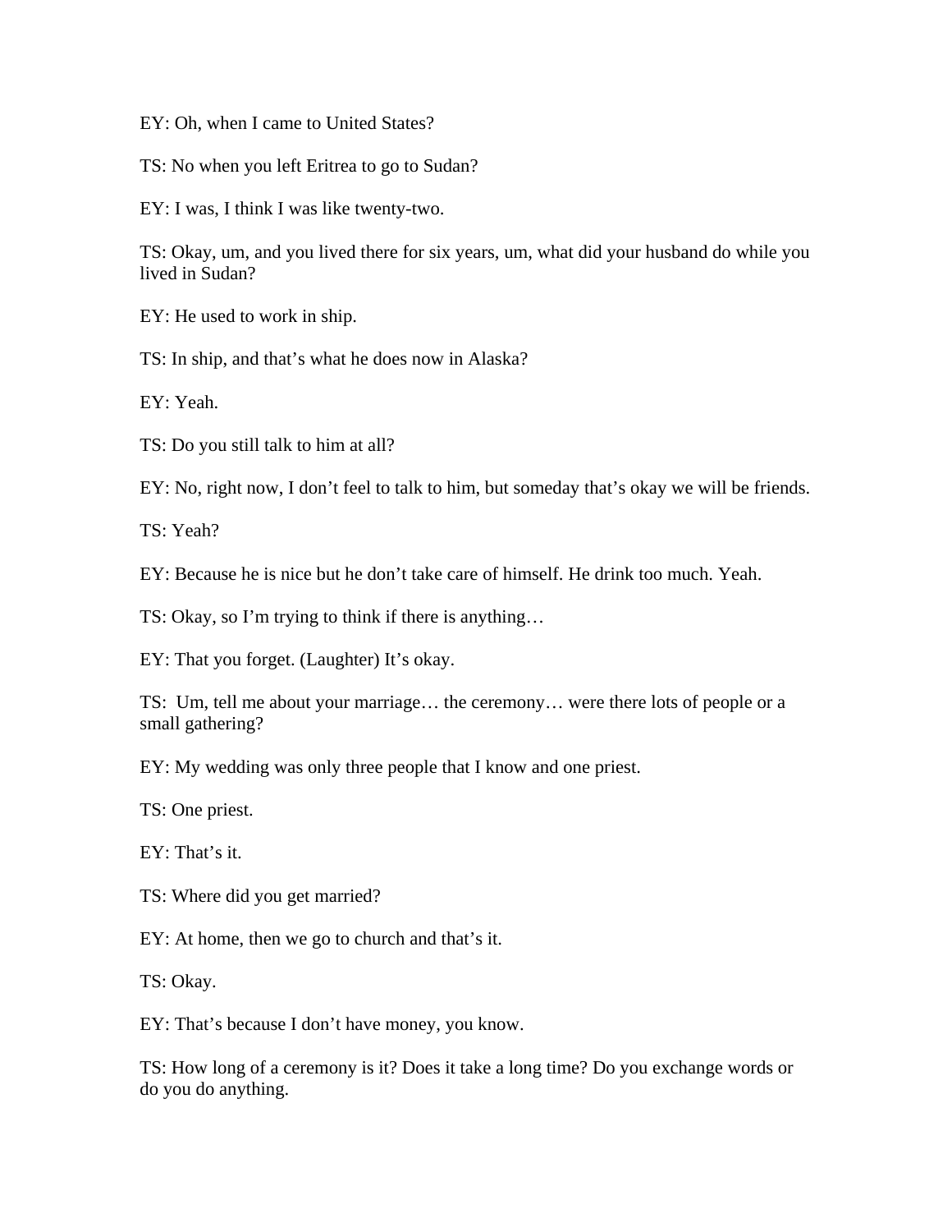EY: Oh, when I came to United States?

TS: No when you left Eritrea to go to Sudan?

EY: I was, I think I was like twenty-two.

TS: Okay, um, and you lived there for six years, um, what did your husband do while you lived in Sudan?

EY: He used to work in ship.

TS: In ship, and that's what he does now in Alaska?

EY: Yeah.

TS: Do you still talk to him at all?

EY: No, right now, I don't feel to talk to him, but someday that's okay we will be friends.

TS: Yeah?

EY: Because he is nice but he don't take care of himself. He drink too much. Yeah.

TS: Okay, so I'm trying to think if there is anything…

EY: That you forget. (Laughter) It's okay.

TS: Um, tell me about your marriage… the ceremony… were there lots of people or a small gathering?

EY: My wedding was only three people that I know and one priest.

TS: One priest.

EY: That's it.

TS: Where did you get married?

EY: At home, then we go to church and that's it.

TS: Okay.

EY: That's because I don't have money, you know.

TS: How long of a ceremony is it? Does it take a long time? Do you exchange words or do you do anything.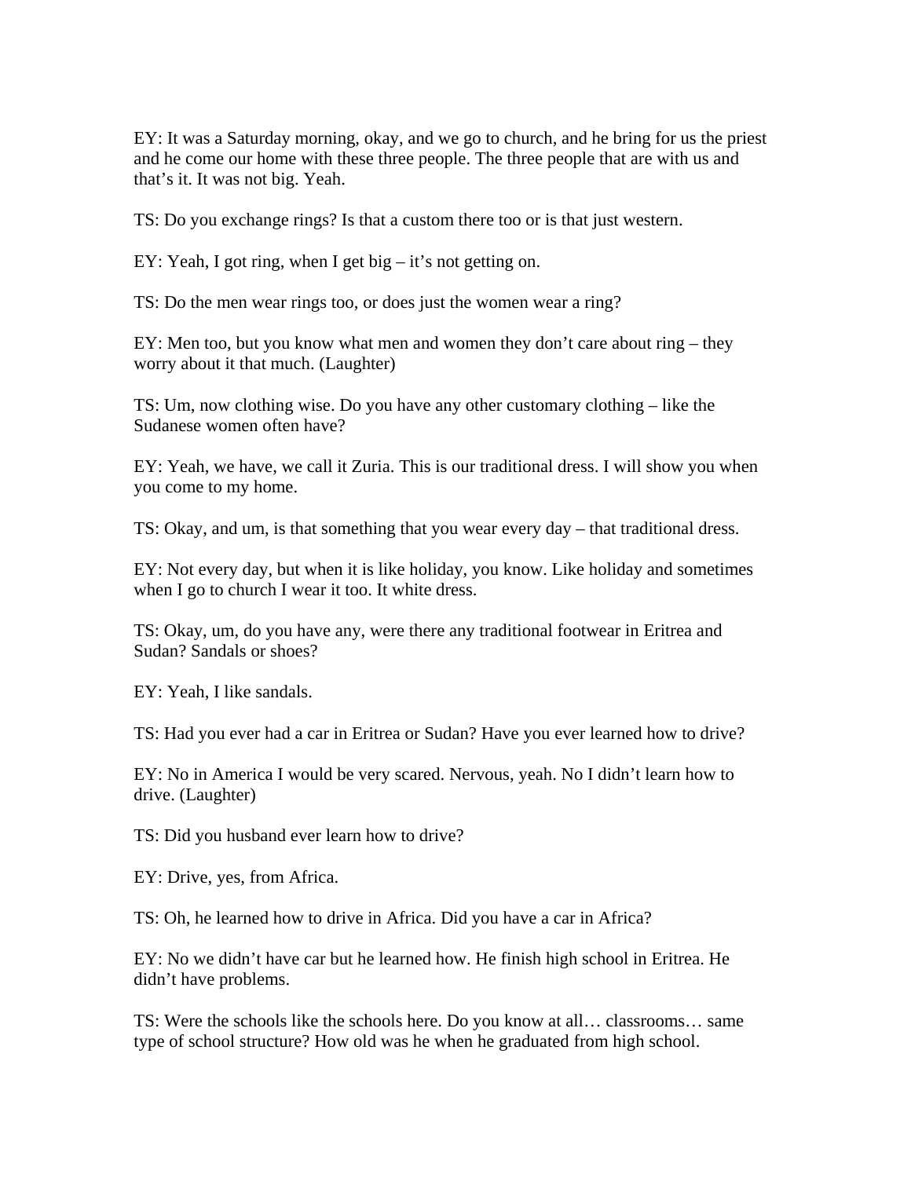EY: It was a Saturday morning, okay, and we go to church, and he bring for us the priest and he come our home with these three people. The three people that are with us and that's it. It was not big. Yeah.

TS: Do you exchange rings? Is that a custom there too or is that just western.

EY: Yeah, I got ring, when I get big – it's not getting on.

TS: Do the men wear rings too, or does just the women wear a ring?

EY: Men too, but you know what men and women they don't care about ring – they worry about it that much. (Laughter)

TS: Um, now clothing wise. Do you have any other customary clothing – like the Sudanese women often have?

EY: Yeah, we have, we call it Zuria. This is our traditional dress. I will show you when you come to my home.

TS: Okay, and um, is that something that you wear every day – that traditional dress.

EY: Not every day, but when it is like holiday, you know. Like holiday and sometimes when I go to church I wear it too. It white dress.

TS: Okay, um, do you have any, were there any traditional footwear in Eritrea and Sudan? Sandals or shoes?

EY: Yeah, I like sandals.

TS: Had you ever had a car in Eritrea or Sudan? Have you ever learned how to drive?

EY: No in America I would be very scared. Nervous, yeah. No I didn't learn how to drive. (Laughter)

TS: Did you husband ever learn how to drive?

EY: Drive, yes, from Africa.

TS: Oh, he learned how to drive in Africa. Did you have a car in Africa?

EY: No we didn't have car but he learned how. He finish high school in Eritrea. He didn't have problems.

TS: Were the schools like the schools here. Do you know at all… classrooms… same type of school structure? How old was he when he graduated from high school.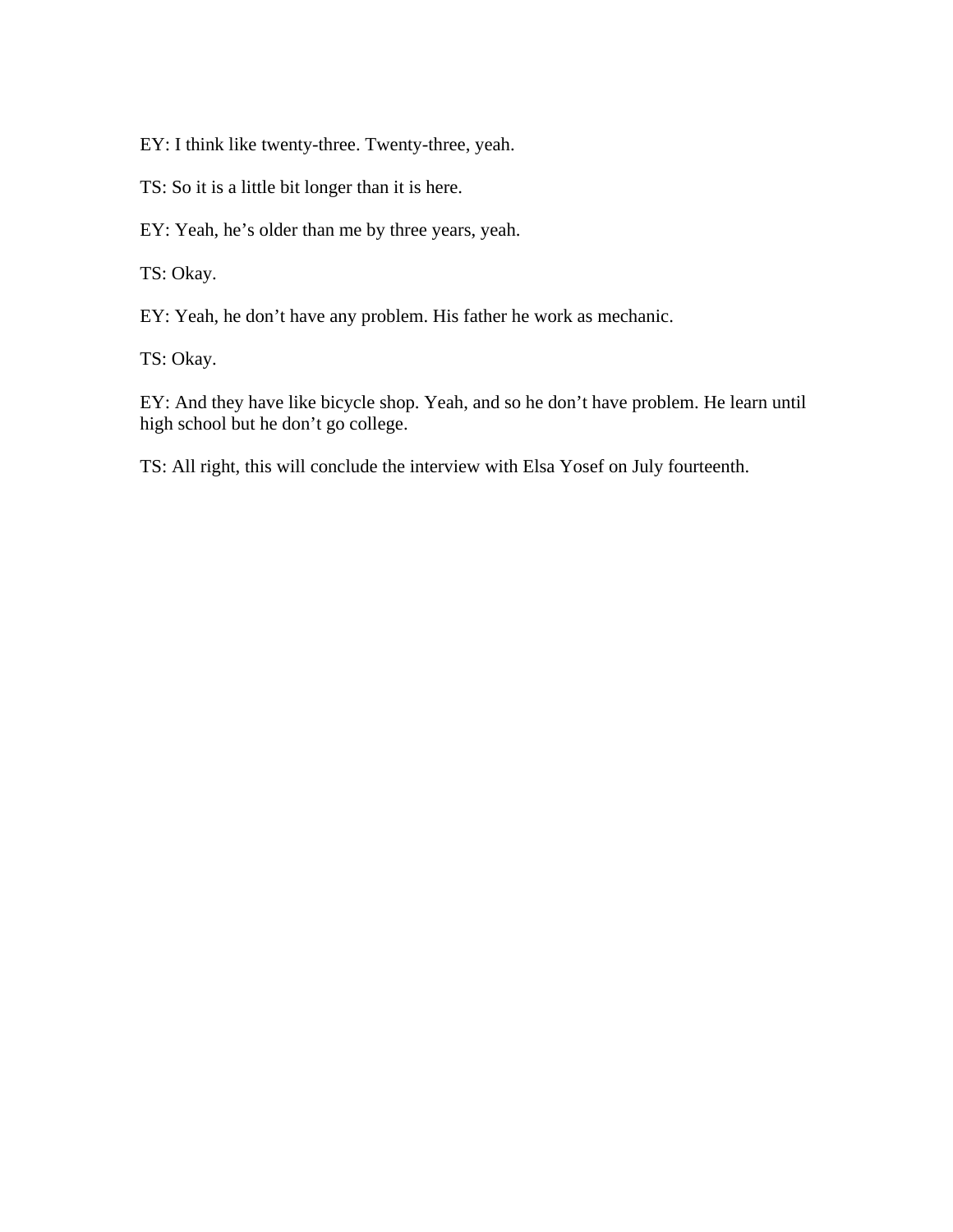EY: I think like twenty-three. Twenty-three, yeah.

TS: So it is a little bit longer than it is here.

EY: Yeah, he's older than me by three years, yeah.

TS: Okay.

EY: Yeah, he don't have any problem. His father he work as mechanic.

TS: Okay.

EY: And they have like bicycle shop. Yeah, and so he don't have problem. He learn until high school but he don't go college.

TS: All right, this will conclude the interview with Elsa Yosef on July fourteenth.